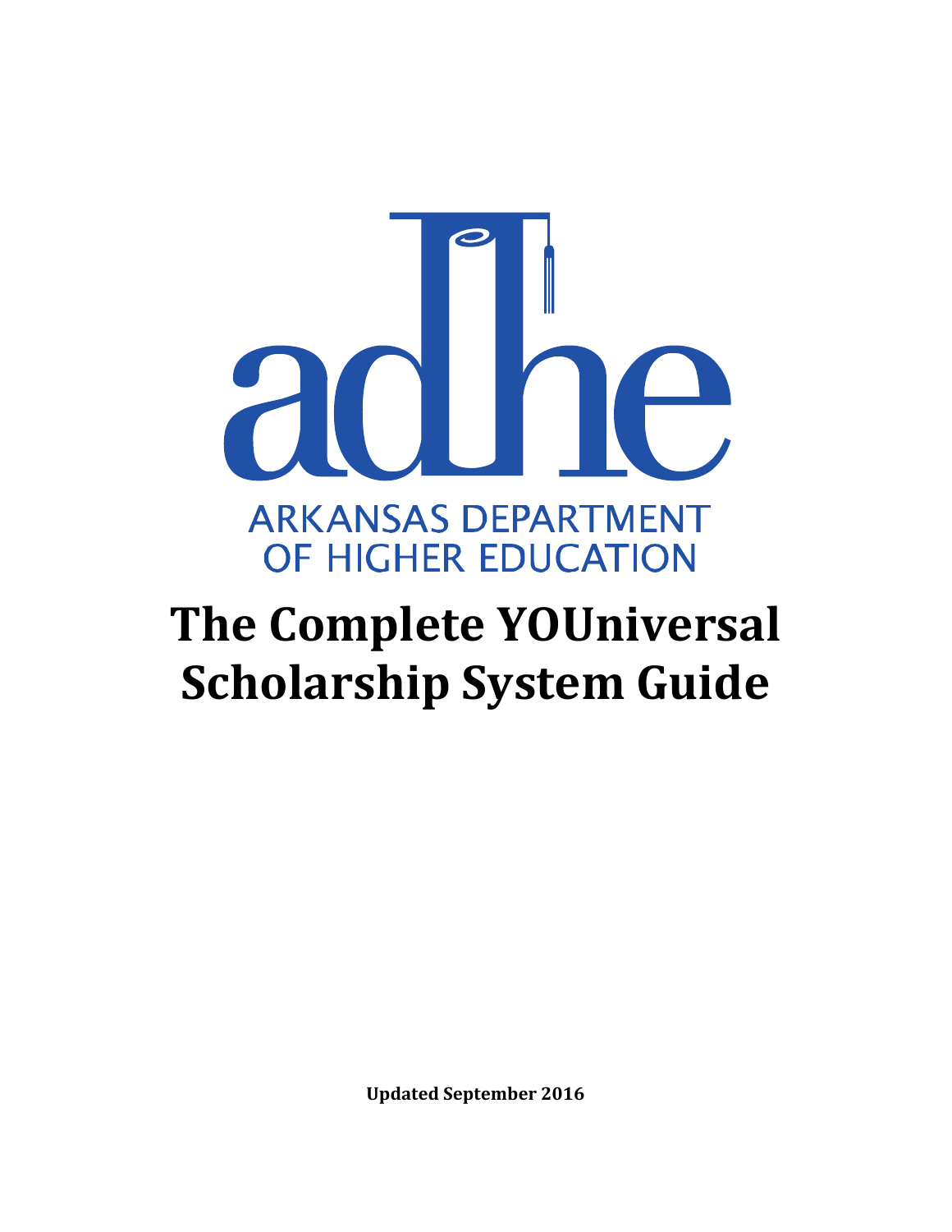adhe

ARKANSAS DEPARTMENT OF HIGHER EDUCATION

# The Complete YOUniversal Scholarship System Guide

**Updated September 2016**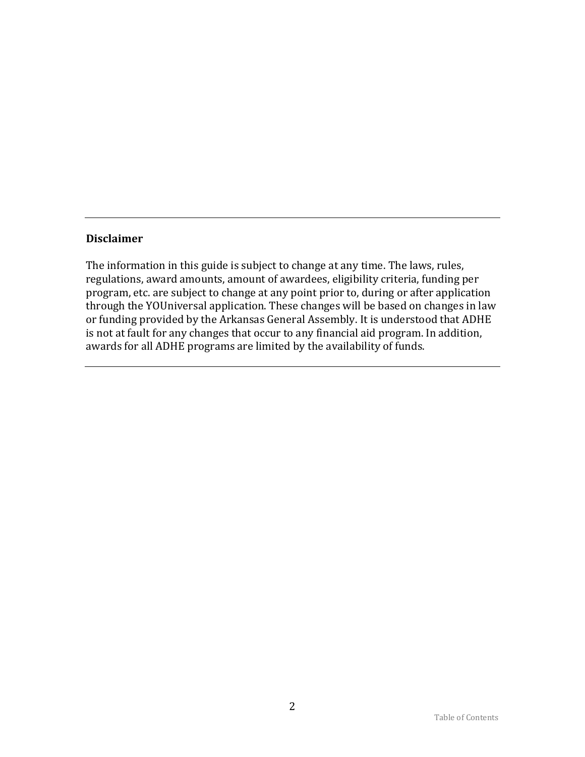**Disclaimer**

The information in this guide is subject to change at any time. The laws, rules, regulations, award amounts, amount of awardees, eligibility criteria, funding per program, etc. are subject to change at any point prior to, during or after application through the YOUniversal application. These changes will be based on changes in law or funding provided by the Arkansas General Assembly. It is understood that ADHE is not at fault for any changes that occur to any financial aid program. In addition, awards for all ADHE programs are limited by the availability of funds.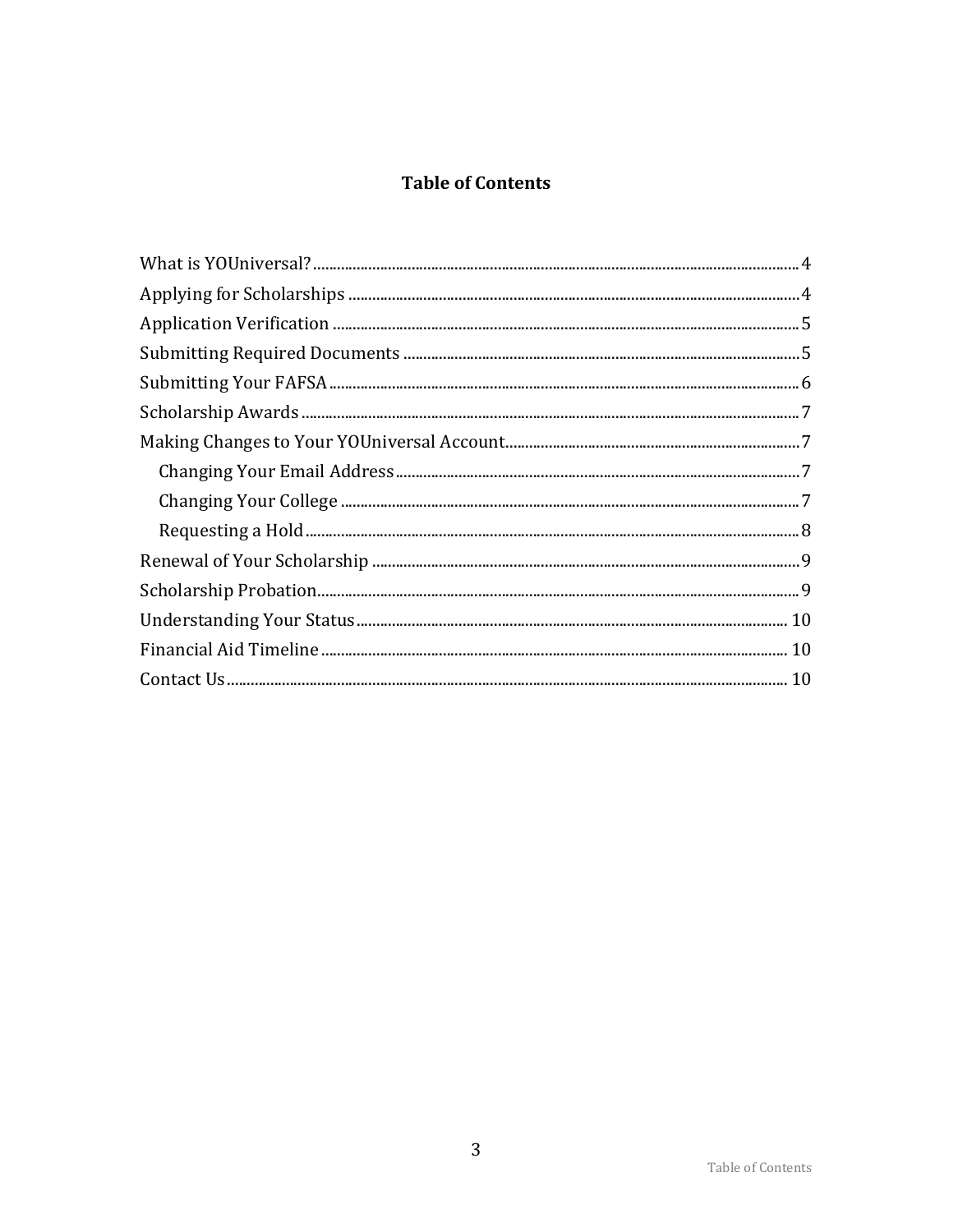# Table of Contents

- What is YOUniversal? ........ 4
- Applying for Scholarships ........ 4
- Application Verification ........ 5
- Submitting Required Documents ........ 5
- Submitting Your FAFSA ........ 6
- Scholarship Awards ........ 7
- Making Changes to Your YOUniversal Account ........ 7
  - Changing Your Email Address ........ 7
  - Changing Your College ........ 7
  - Requesting a Hold ........ 8
- Renewal of Your Scholarship ........ 9
- Scholarship Probation ........ 9
- Understanding Your Status ........ 10
- Financial Aid Timeline ........ 10
- Contact Us ........ 10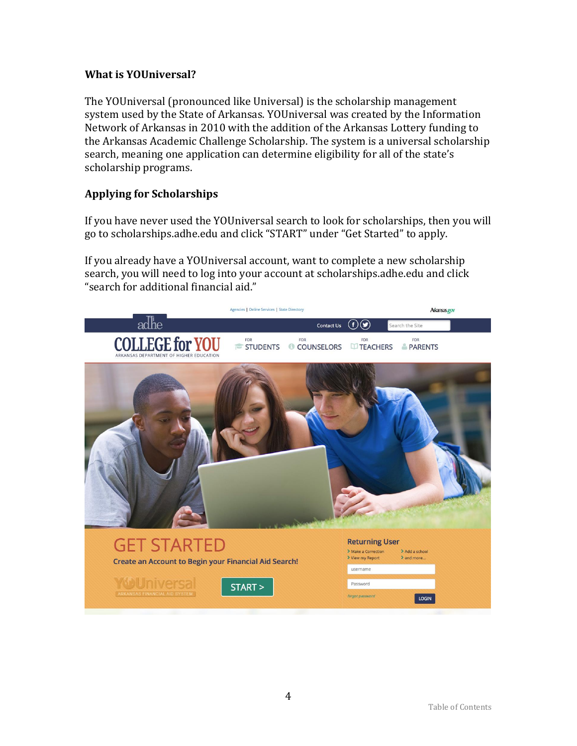**What is YOUniversal?**

The YOUniversal (pronounced like Universal) is the scholarship management system used by the State of Arkansas. YOUniversal was created by the Information Network of Arkansas in 2010 with the addition of the Arkansas Lottery funding to the Arkansas Academic Challenge Scholarship. The system is a universal scholarship search, meaning one application can determine eligibility for all of the state's scholarship programs.

**Applying for Scholarships**

If you have never used the YOUniversal search to look for scholarships, then you will go to scholarships.adhe.edu and click "START" under "Get Started" to apply.

If you already have a YOUniversal account, want to complete a new scholarship search, you will need to log into your account at scholarships.adhe.edu and click "search for additional financial aid."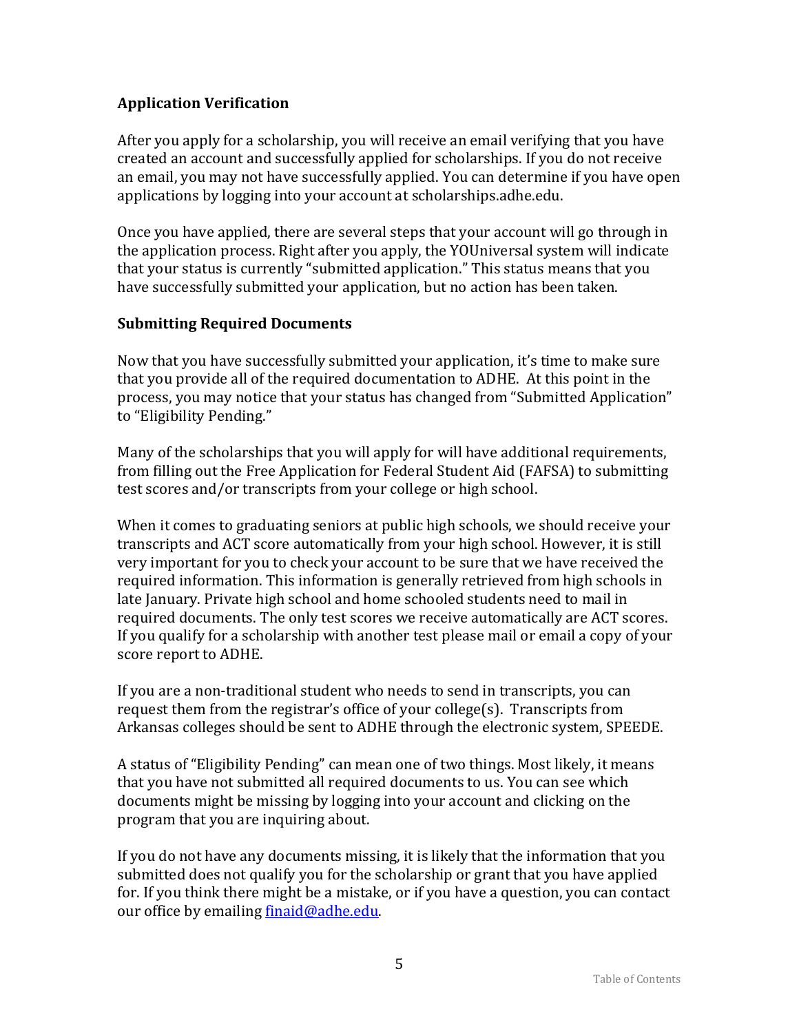### Application Verification

After you apply for a scholarship, you will receive an email verifying that you have created an account and successfully applied for scholarships. If you do not receive an email, you may not have successfully applied. You can determine if you have open applications by logging into your account at scholarships.adhe.edu.

Once you have applied, there are several steps that your account will go through in the application process. Right after you apply, the YOUniversal system will indicate that your status is currently "submitted application." This status means that you have successfully submitted your application, but no action has been taken.

### Submitting Required Documents

Now that you have successfully submitted your application, it's time to make sure that you provide all of the required documentation to ADHE. At this point in the process, you may notice that your status has changed from "Submitted Application" to "Eligibility Pending."

Many of the scholarships that you will apply for will have additional requirements, from filling out the Free Application for Federal Student Aid (FAFSA) to submitting test scores and/or transcripts from your college or high school.

When it comes to graduating seniors at public high schools, we should receive your transcripts and ACT score automatically from your high school. However, it is still very important for you to check your account to be sure that we have received the required information. This information is generally retrieved from high schools in late January. Private high school and home schooled students need to mail in required documents. The only test scores we receive automatically are ACT scores. If you qualify for a scholarship with another test please mail or email a copy of your score report to ADHE.

If you are a non-traditional student who needs to send in transcripts, you can request them from the registrar's office of your college(s). Transcripts from Arkansas colleges should be sent to ADHE through the electronic system, SPEEDE.

A status of "Eligibility Pending" can mean one of two things. Most likely, it means that you have not submitted all required documents to us. You can see which documents might be missing by logging into your account and clicking on the program that you are inquiring about.

If you do not have any documents missing, it is likely that the information that you submitted does not qualify you for the scholarship or grant that you have applied for. If you think there might be a mistake, or if you have a question, you can contact our office by emailing finaid@adhe.edu.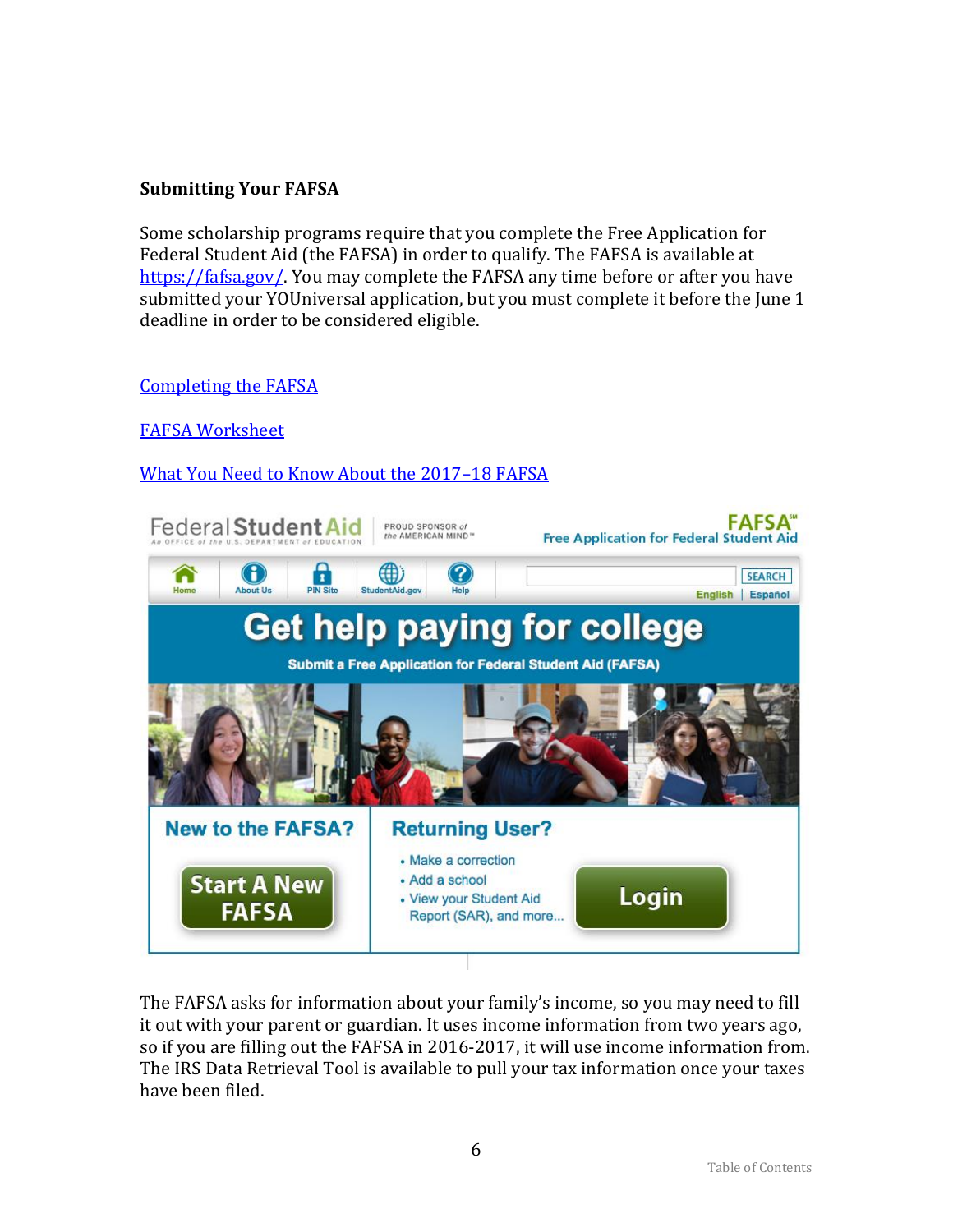**Submitting Your FAFSA**

Some scholarship programs require that you complete the Free Application for Federal Student Aid (the FAFSA) in order to qualify. The FAFSA is available at https://fafsa.gov/. You may complete the FAFSA any time before or after you have submitted your YOUniversal application, but you must complete it before the June 1 deadline in order to be considered eligible.

Completing the FAFSA

FAFSA Worksheet

What You Need to Know About the 2017–18 FAFSA

The FAFSA asks for information about your family's income, so you may need to fill it out with your parent or guardian. It uses income information from two years ago, so if you are filling out the FAFSA in 2016-2017, it will use income information from. The IRS Data Retrieval Tool is available to pull your tax information once your taxes have been filed.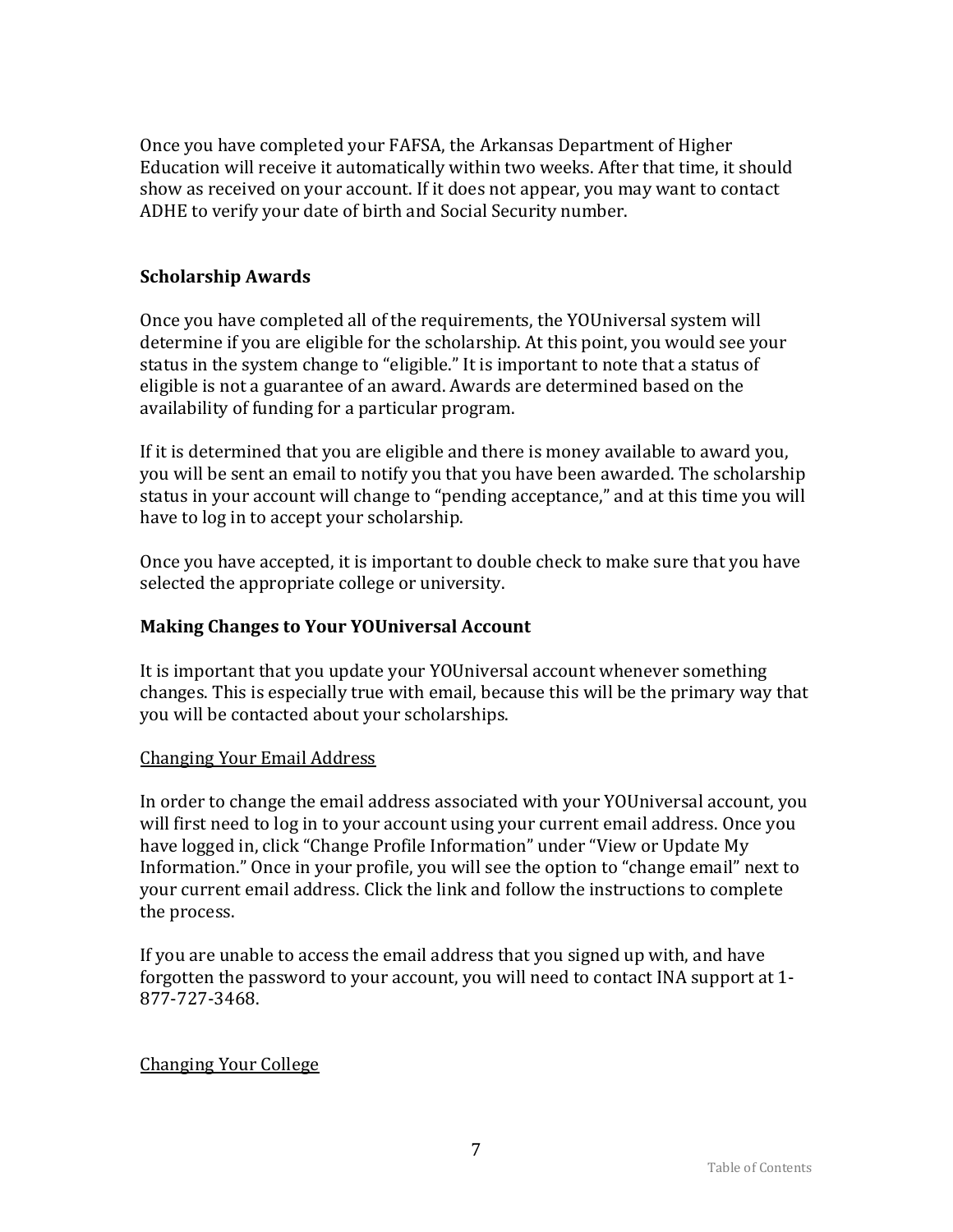Once you have completed your FAFSA, the Arkansas Department of Higher Education will receive it automatically within two weeks. After that time, it should show as received on your account. If it does not appear, you may want to contact ADHE to verify your date of birth and Social Security number.

### Scholarship Awards

Once you have completed all of the requirements, the YOUniversal system will determine if you are eligible for the scholarship. At this point, you would see your status in the system change to "eligible." It is important to note that a status of eligible is not a guarantee of an award. Awards are determined based on the availability of funding for a particular program.

If it is determined that you are eligible and there is money available to award you, you will be sent an email to notify you that you have been awarded. The scholarship status in your account will change to "pending acceptance," and at this time you will have to log in to accept your scholarship.

Once you have accepted, it is important to double check to make sure that you have selected the appropriate college or university.

### Making Changes to Your YOUniversal Account

It is important that you update your YOUniversal account whenever something changes. This is especially true with email, because this will be the primary way that you will be contacted about your scholarships.

#### Changing Your Email Address

In order to change the email address associated with your YOUniversal account, you will first need to log in to your account using your current email address. Once you have logged in, click "Change Profile Information" under "View or Update My Information." Once in your profile, you will see the option to "change email" next to your current email address. Click the link and follow the instructions to complete the process.

If you are unable to access the email address that you signed up with, and have forgotten the password to your account, you will need to contact INA support at 1-877-727-3468.

#### Changing Your College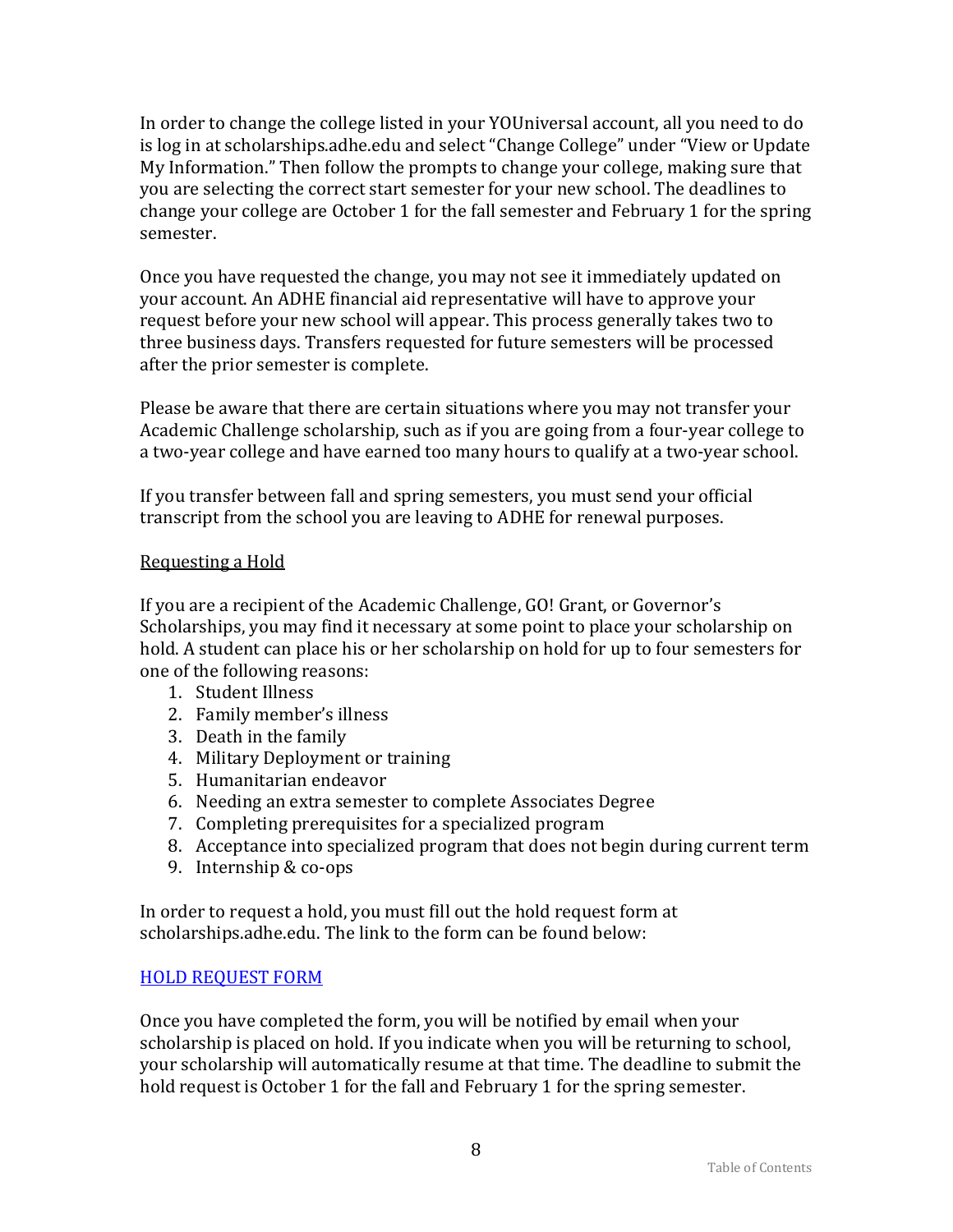In order to change the college listed in your YOUniversal account, all you need to do is log in at scholarships.adhe.edu and select "Change College" under "View or Update My Information." Then follow the prompts to change your college, making sure that you are selecting the correct start semester for your new school. The deadlines to change your college are October 1 for the fall semester and February 1 for the spring semester.

Once you have requested the change, you may not see it immediately updated on your account. An ADHE financial aid representative will have to approve your request before your new school will appear. This process generally takes two to three business days. Transfers requested for future semesters will be processed after the prior semester is complete.

Please be aware that there are certain situations where you may not transfer your Academic Challenge scholarship, such as if you are going from a four-year college to a two-year college and have earned too many hours to qualify at a two-year school.

If you transfer between fall and spring semesters, you must send your official transcript from the school you are leaving to ADHE for renewal purposes.

Requesting a Hold

If you are a recipient of the Academic Challenge, GO! Grant, or Governor's Scholarships, you may find it necessary at some point to place your scholarship on hold. A student can place his or her scholarship on hold for up to four semesters for one of the following reasons:

1. Student Illness
2. Family member's illness
3. Death in the family
4. Military Deployment or training
5. Humanitarian endeavor
6. Needing an extra semester to complete Associates Degree
7. Completing prerequisites for a specialized program
8. Acceptance into specialized program that does not begin during current term
9. Internship & co-ops

In order to request a hold, you must fill out the hold request form at scholarships.adhe.edu. The link to the form can be found below:

HOLD REQUEST FORM

Once you have completed the form, you will be notified by email when your scholarship is placed on hold. If you indicate when you will be returning to school, your scholarship will automatically resume at that time. The deadline to submit the hold request is October 1 for the fall and February 1 for the spring semester.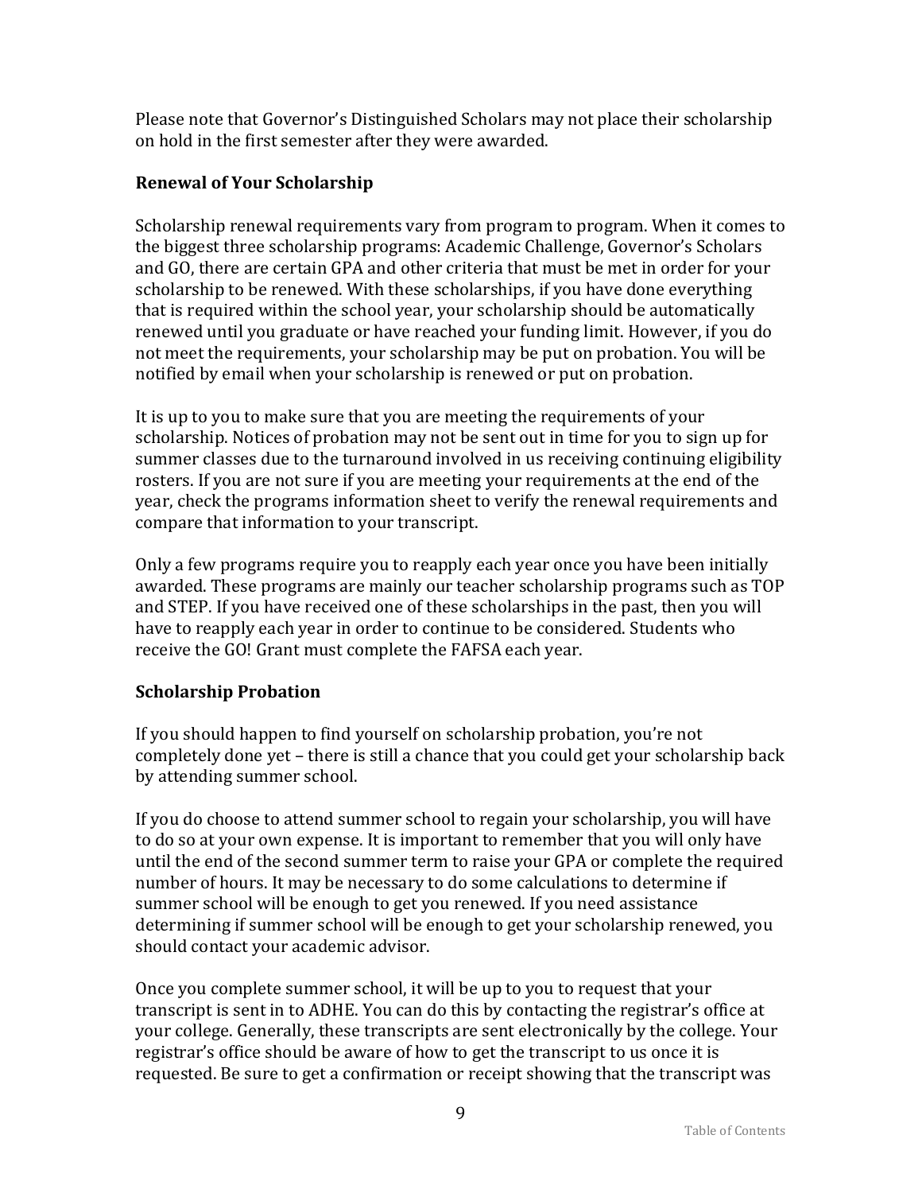Please note that Governor's Distinguished Scholars may not place their scholarship on hold in the first semester after they were awarded.

### Renewal of Your Scholarship

Scholarship renewal requirements vary from program to program. When it comes to the biggest three scholarship programs: Academic Challenge, Governor's Scholars and GO, there are certain GPA and other criteria that must be met in order for your scholarship to be renewed. With these scholarships, if you have done everything that is required within the school year, your scholarship should be automatically renewed until you graduate or have reached your funding limit. However, if you do not meet the requirements, your scholarship may be put on probation. You will be notified by email when your scholarship is renewed or put on probation.

It is up to you to make sure that you are meeting the requirements of your scholarship. Notices of probation may not be sent out in time for you to sign up for summer classes due to the turnaround involved in us receiving continuing eligibility rosters. If you are not sure if you are meeting your requirements at the end of the year, check the programs information sheet to verify the renewal requirements and compare that information to your transcript.

Only a few programs require you to reapply each year once you have been initially awarded. These programs are mainly our teacher scholarship programs such as TOP and STEP. If you have received one of these scholarships in the past, then you will have to reapply each year in order to continue to be considered. Students who receive the GO! Grant must complete the FAFSA each year.

### Scholarship Probation

If you should happen to find yourself on scholarship probation, you're not completely done yet – there is still a chance that you could get your scholarship back by attending summer school.

If you do choose to attend summer school to regain your scholarship, you will have to do so at your own expense. It is important to remember that you will only have until the end of the second summer term to raise your GPA or complete the required number of hours. It may be necessary to do some calculations to determine if summer school will be enough to get you renewed. If you need assistance determining if summer school will be enough to get your scholarship renewed, you should contact your academic advisor.

Once you complete summer school, it will be up to you to request that your transcript is sent in to ADHE. You can do this by contacting the registrar's office at your college. Generally, these transcripts are sent electronically by the college. Your registrar's office should be aware of how to get the transcript to us once it is requested. Be sure to get a confirmation or receipt showing that the transcript was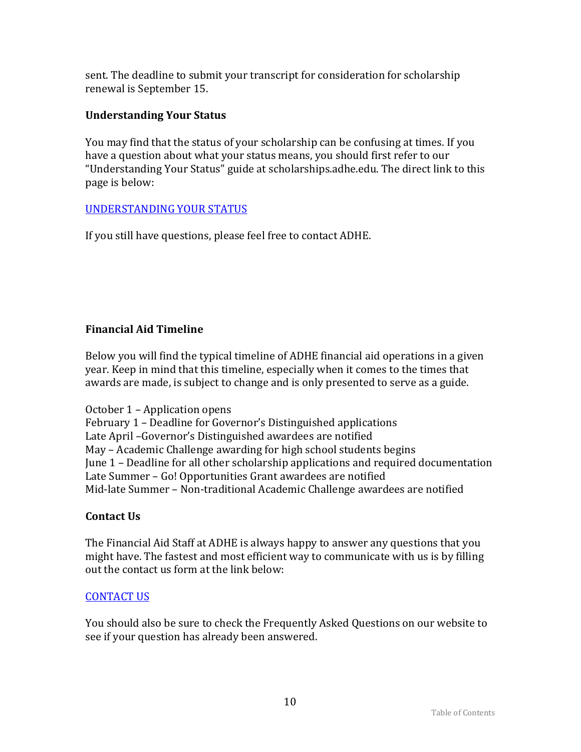sent. The deadline to submit your transcript for consideration for scholarship renewal is September 15.

### Understanding Your Status

You may find that the status of your scholarship can be confusing at times. If you have a question about what your status means, you should first refer to our "Understanding Your Status" guide at scholarships.adhe.edu. The direct link to this page is below:

UNDERSTANDING YOUR STATUS

If you still have questions, please feel free to contact ADHE.

### Financial Aid Timeline

Below you will find the typical timeline of ADHE financial aid operations in a given year. Keep in mind that this timeline, especially when it comes to the times that awards are made, is subject to change and is only presented to serve as a guide.

October 1 – Application opens
February 1 – Deadline for Governor's Distinguished applications
Late April –Governor's Distinguished awardees are notified
May – Academic Challenge awarding for high school students begins
June 1 – Deadline for all other scholarship applications and required documentation
Late Summer – Go! Opportunities Grant awardees are notified
Mid-late Summer – Non-traditional Academic Challenge awardees are notified

### Contact Us

The Financial Aid Staff at ADHE is always happy to answer any questions that you might have. The fastest and most efficient way to communicate with us is by filling out the contact us form at the link below:

CONTACT US

You should also be sure to check the Frequently Asked Questions on our website to see if your question has already been answered.